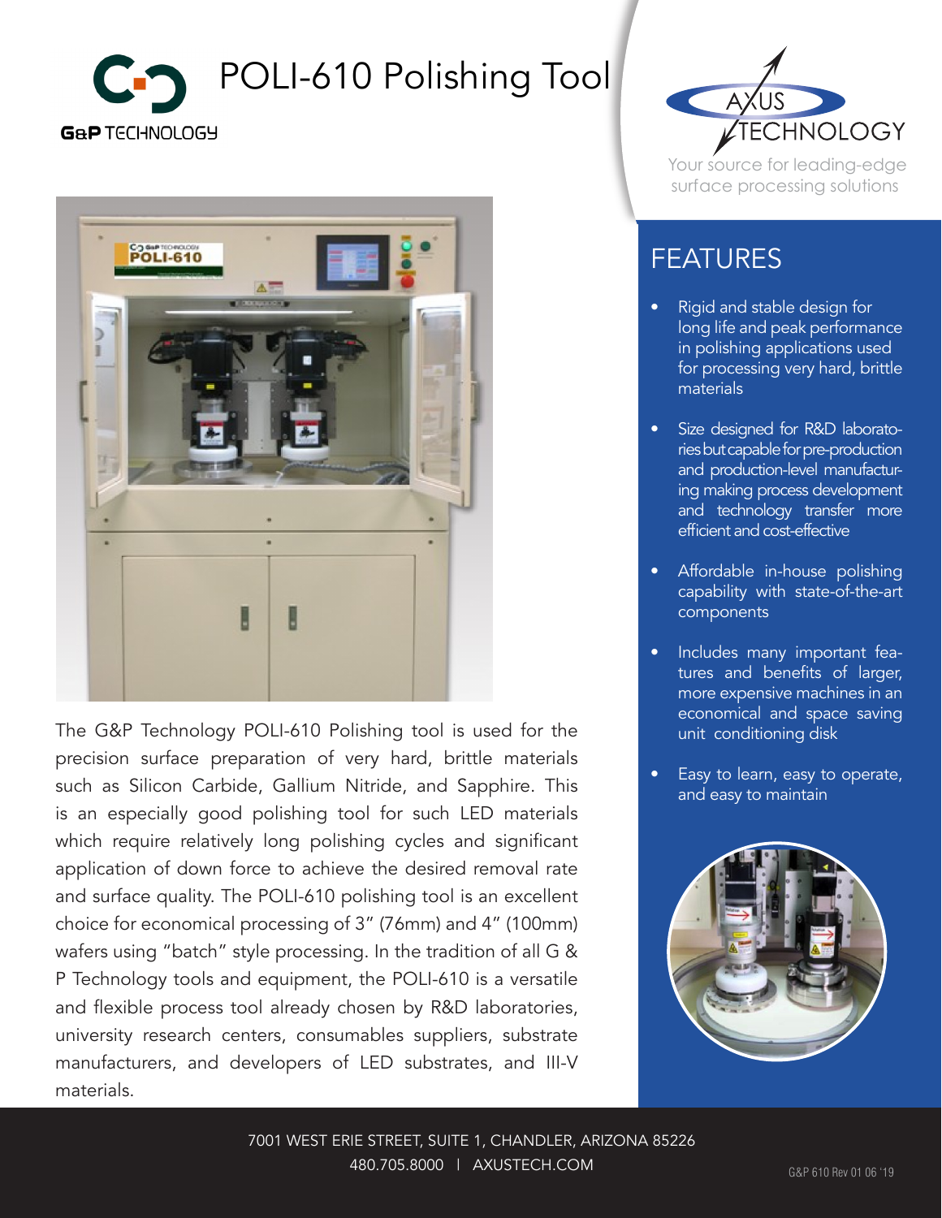# POLI-610 Polishing Tool

G&P TECHNOLOGY

AXUS TECHNOLOGY

Your source for leading-edge surface processing solutions

The G&P Technology POLI-610 Polishing tool is used for the precision surface preparation of very hard, brittle materials such as Silicon Carbide, Gallium Nitride, and Sapphire. This is an especially good polishing tool for such LED materials which require relatively long polishing cycles and significant application of down force to achieve the desired removal rate and surface quality. The POLI-610 polishing tool is an excellent choice for economical processing of 3" (76mm) and 4" (100mm) wafers using "batch" style processing. In the tradition of all G & P Technology tools and equipment, the POLI-610 is a versatile and flexible process tool already chosen by R&D laboratories, university research centers, consumables suppliers, substrate manufacturers, and developers of LED substrates, and III-V materials.

## FEATURES

- Rigid and stable design for long life and peak performance in polishing applications used for processing very hard, brittle materials
- Size designed for R&D laboratories but capable for pre-production and production-level manufacturing making process development and technology transfer more efficient and cost-effective
- Affordable in-house polishing capability with state-of-the-art components
- Includes many important features and benefits of larger, more expensive machines in an economical and space saving unit conditioning disk
- Easy to learn, easy to operate, and easy to maintain

7001 WEST ERIE STREET, SUITE 1, CHANDLER, ARIZONA 85226

480.705.8000 | AXUSTECH.COM

G&P 610 Rev 01 06 '19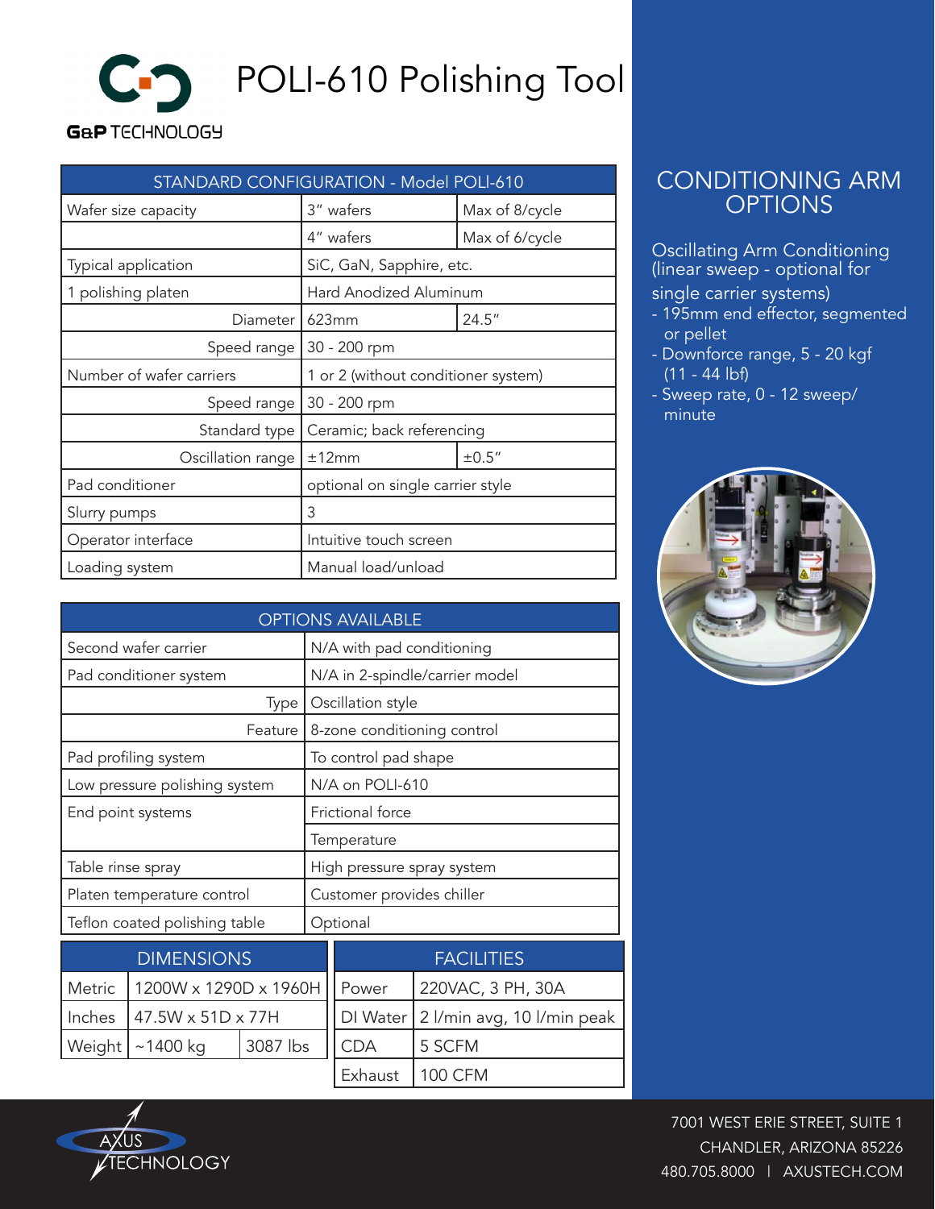G&P TECHNOLOGY

# POLI-610 Polishing Tool

| STANDARD CONFIGURATION - Model POLI-610 | | |
|---|---|---|
| Wafer size capacity | 3″ wafers | Max of 8/cycle |
| | 4″ wafers | Max of 6/cycle |
| Typical application | SiC, GaN, Sapphire, etc. | |
| 1 polishing platen | Hard Anodized Aluminum | |
| Diameter | 623mm | 24.5″ |
| Speed range | 30 - 200 rpm | |
| Number of wafer carriers | 1 or 2 (without conditioner system) | |
| Speed range | 30 - 200 rpm | |
| Standard type | Ceramic; back referencing | |
| Oscillation range | ±12mm | ±0.5″ |
| Pad conditioner | optional on single carrier style | |
| Slurry pumps | 3 | |
| Operator interface | Intuitive touch screen | |
| Loading system | Manual load/unload | |

| OPTIONS AVAILABLE | |
|---|---|
| Second wafer carrier | N/A with pad conditioning |
| Pad conditioner system | N/A in 2-spindle/carrier model |
| Type | Oscillation style |
| Feature | 8-zone conditioning control |
| Pad profiling system | To control pad shape |
| Low pressure polishing system | N/A on POLI-610 |
| End point systems | Frictional force |
| | Temperature |
| Table rinse spray | High pressure spray system |
| Platen temperature control | Customer provides chiller |
| Teflon coated polishing table | Optional |

| DIMENSIONS | | |
|---|---|---|
| Metric | 1200W x 1290D x 1960H | |
| Inches | 47.5W x 51D x 77H | |
| Weight | ~1400 kg | 3087 lbs |

| FACILITIES | |
|---|---|
| Power | 220VAC, 3 PH, 30A |
| DI Water | 2 l/min avg, 10 l/min peak |
| CDA | 5 SCFM |
| Exhaust | 100 CFM |

## CONDITIONING ARM OPTIONS

Oscillating Arm Conditioning (linear sweep - optional for single carrier systems)

- 195mm end effector, segmented or pellet
- Downforce range, 5 - 20 kgf (11 - 44 lbf)
- Sweep rate, 0 - 12 sweep/minute

AXUS TECHNOLOGY

7001 WEST ERIE STREET, SUITE 1
CHANDLER, ARIZONA 85226
480.705.8000 | AXUSTECH.COM